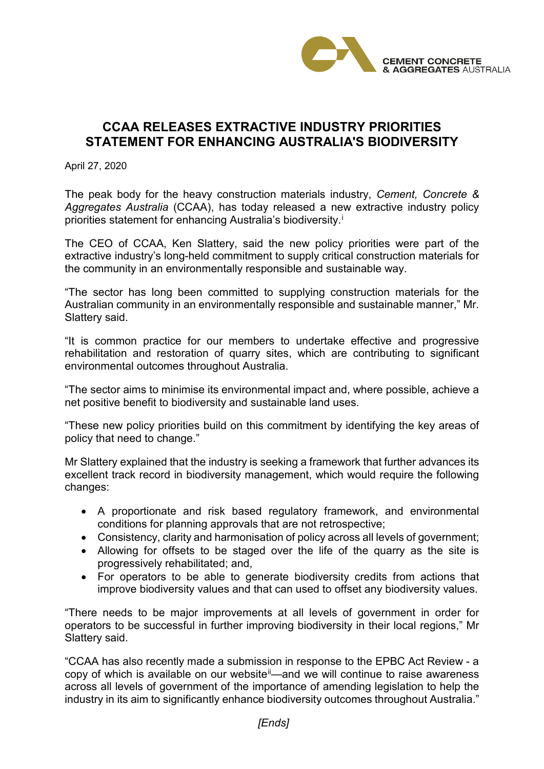CEMENT CONCRETE
& AGGREGATES AUSTRALIA

# CCAA RELEASES EXTRACTIVE INDUSTRY PRIORITIES STATEMENT FOR ENHANCING AUSTRALIA'S BIODIVERSITY

April 27, 2020

The peak body for the heavy construction materials industry, *Cement, Concrete & Aggregates Australia* (CCAA), has today released a new extractive industry policy priorities statement for enhancing Australia's biodiversity.[i]

The CEO of CCAA, Ken Slattery, said the new policy priorities were part of the extractive industry's long-held commitment to supply critical construction materials for the community in an environmentally responsible and sustainable way.

"The sector has long been committed to supplying construction materials for the Australian community in an environmentally responsible and sustainable manner," Mr. Slattery said.

"It is common practice for our members to undertake effective and progressive rehabilitation and restoration of quarry sites, which are contributing to significant environmental outcomes throughout Australia.

"The sector aims to minimise its environmental impact and, where possible, achieve a net positive benefit to biodiversity and sustainable land uses.

"These new policy priorities build on this commitment by identifying the key areas of policy that need to change."

Mr Slattery explained that the industry is seeking a framework that further advances its excellent track record in biodiversity management, which would require the following changes:

- A proportionate and risk based regulatory framework, and environmental conditions for planning approvals that are not retrospective;
- Consistency, clarity and harmonisation of policy across all levels of government;
- Allowing for offsets to be staged over the life of the quarry as the site is progressively rehabilitated; and,
- For operators to be able to generate biodiversity credits from actions that improve biodiversity values and that can used to offset any biodiversity values.

"There needs to be major improvements at all levels of government in order for operators to be successful in further improving biodiversity in their local regions," Mr Slattery said.

"CCAA has also recently made a submission in response to the EPBC Act Review - a copy of which is available on our website[ii]—and we will continue to raise awareness across all levels of government of the importance of amending legislation to help the industry in its aim to significantly enhance biodiversity outcomes throughout Australia."

*[Ends]*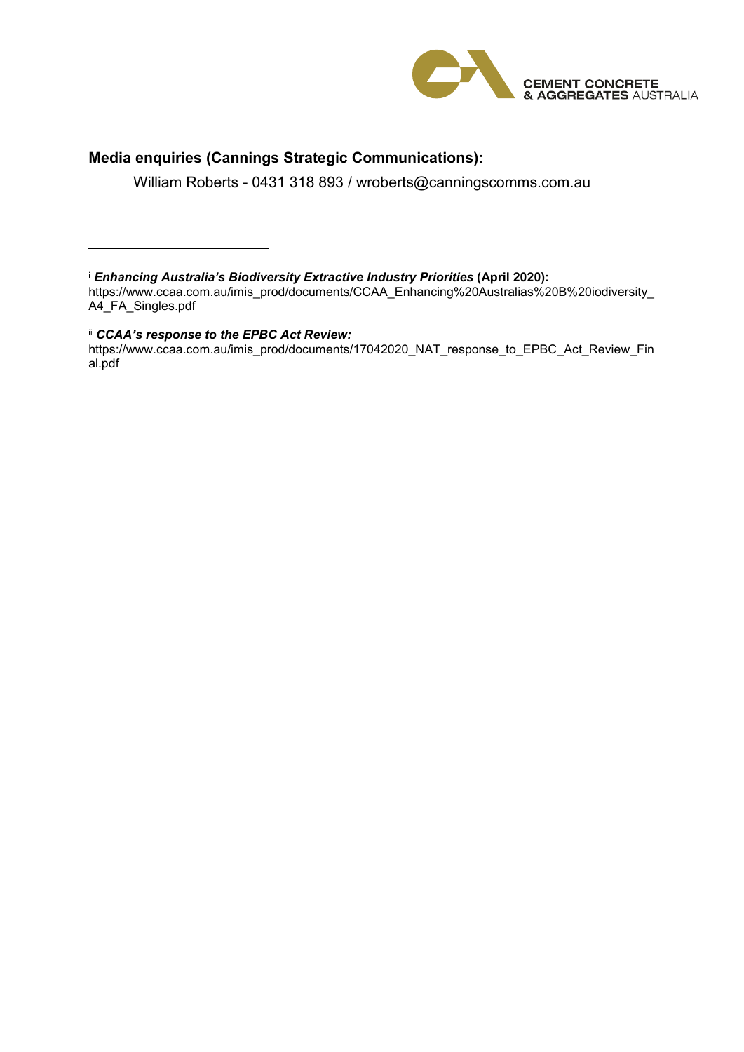**Media enquiries (Cannings Strategic Communications):**

William Roberts - 0431 318 893 / wroberts@canningscomms.com.au

---

[i] ***Enhancing Australia's Biodiversity Extractive Industry Priorities*** **(April 2020):**
https://www.ccaa.com.au/imis_prod/documents/CCAA_Enhancing%20Australias%20B%20iodiversity_A4_FA_Singles.pdf

[ii] ***CCAA's response to the EPBC Act Review:***
https://www.ccaa.com.au/imis_prod/documents/17042020_NAT_response_to_EPBC_Act_Review_Final.pdf